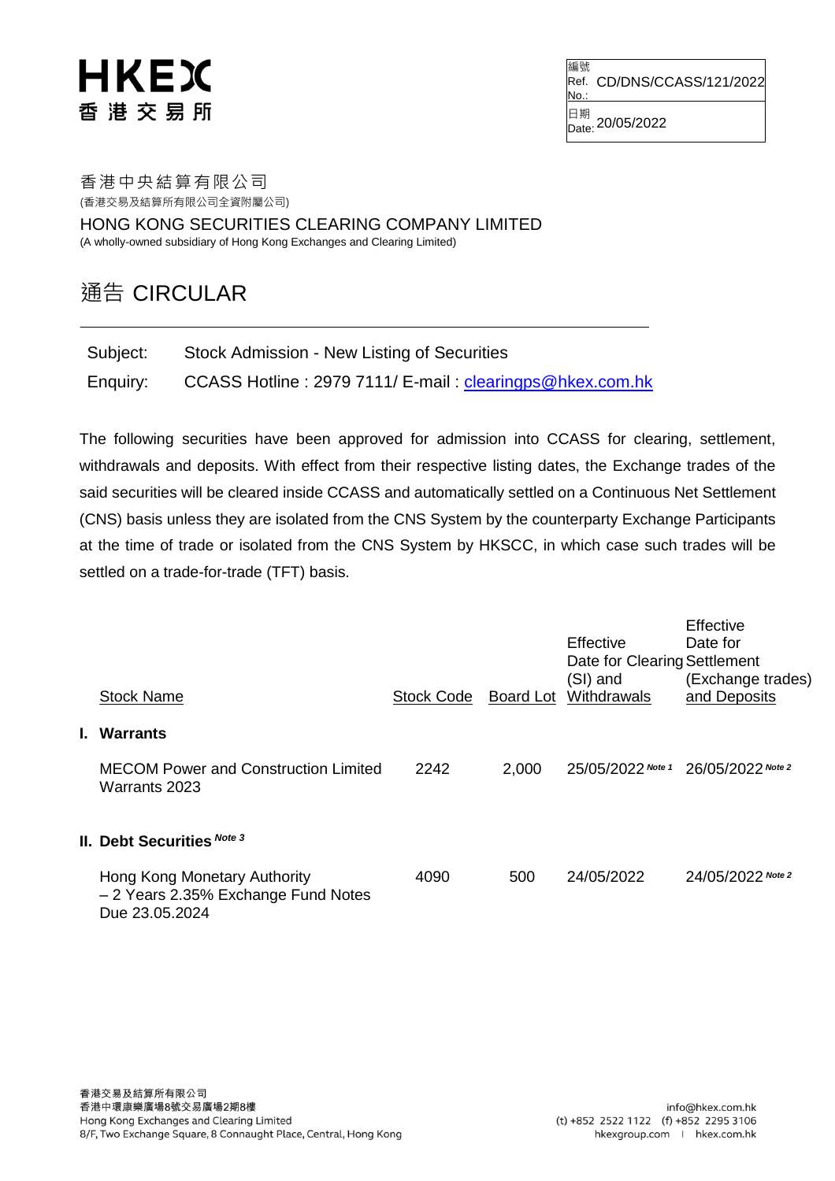HKEX
香港交易所

| 編號 Ref. No.: | CD/DNS/CCASS/121/2022 |
|---|---|
| 日期 Date: | 20/05/2022 |

香港中央結算有限公司
(香港交易及結算所有限公司全資附屬公司)

HONG KONG SECURITIES CLEARING COMPANY LIMITED
(A wholly-owned subsidiary of Hong Kong Exchanges and Clearing Limited)

# 通告 CIRCULAR

Subject: Stock Admission - New Listing of Securities

Enquiry: CCASS Hotline : 2979 7111/ E-mail : clearingps@hkex.com.hk

The following securities have been approved for admission into CCASS for clearing, settlement, withdrawals and deposits. With effect from their respective listing dates, the Exchange trades of the said securities will be cleared inside CCASS and automatically settled on a Continuous Net Settlement (CNS) basis unless they are isolated from the CNS System by the counterparty Exchange Participants at the time of trade or isolated from the CNS System by HKSCC, in which case such trades will be settled on a trade-for-trade (TFT) basis.

| Stock Name | Stock Code | Board Lot | Effective Date for Clearing (SI) and Withdrawals | Effective Date for Settlement (Exchange trades) and Deposits |
|---|---|---|---|---|
| **I. Warrants** | | | | |
| MECOM Power and Construction Limited Warrants 2023 | 2242 | 2,000 | 25/05/2022 *Note 1* | 26/05/2022 *Note 2* |
| **II. Debt Securities** *Note 3* | | | | |
| Hong Kong Monetary Authority – 2 Years 2.35% Exchange Fund Notes Due 23.05.2024 | 4090 | 500 | 24/05/2022 | 24/05/2022 *Note 2* |

香港交易及結算所有限公司
香港中環康樂廣場8號交易廣場2期8樓
Hong Kong Exchanges and Clearing Limited
8/F, Two Exchange Square, 8 Connaught Place, Central, Hong Kong

info@hkex.com.hk
(t) +852 2522 1122 (f) +852 2295 3106
hkexgroup.com | hkex.com.hk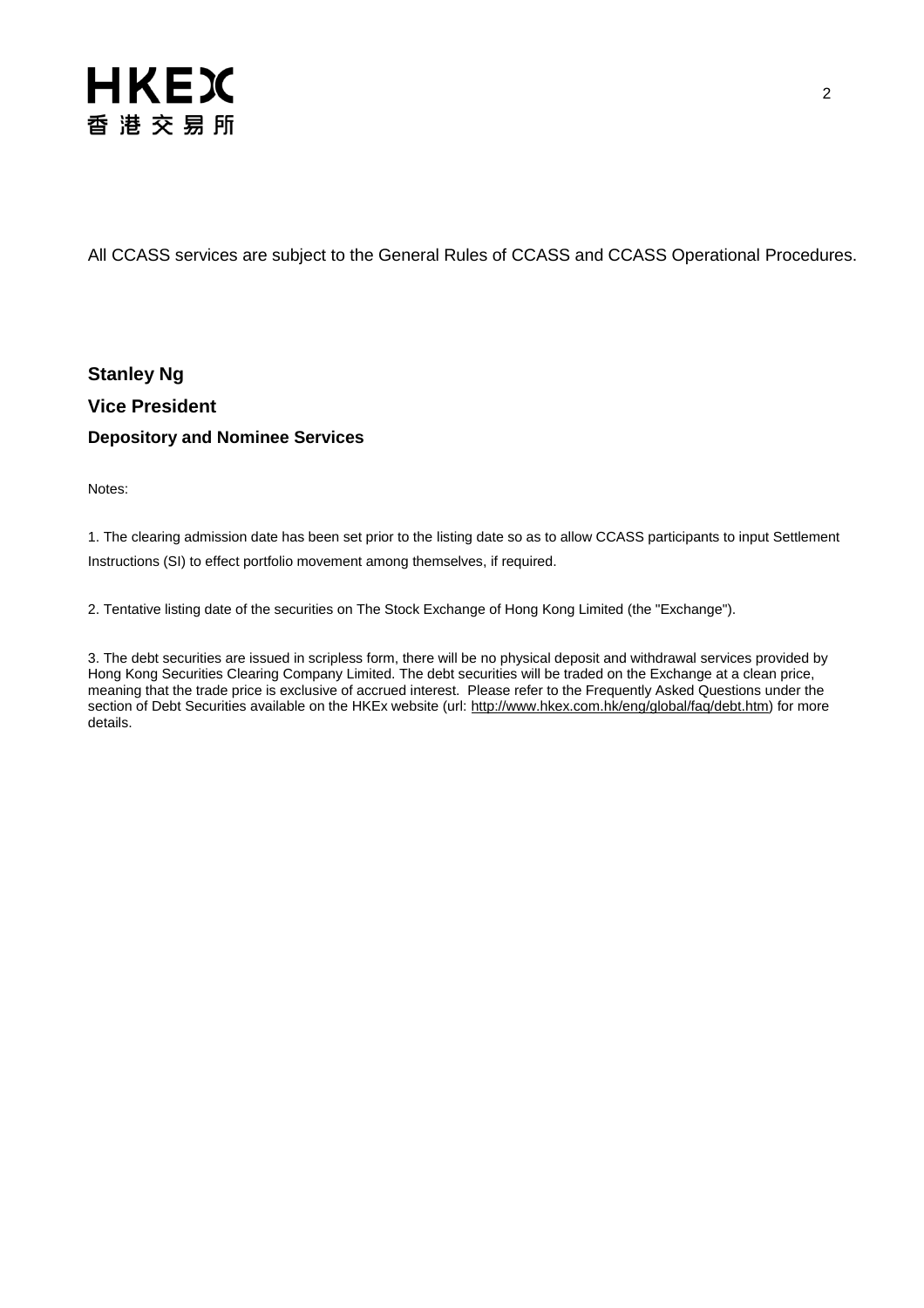All CCASS services are subject to the General Rules of CCASS and CCASS Operational Procedures.

**Stanley Ng**

**Vice President**

**Depository and Nominee Services**

Notes:

1. The clearing admission date has been set prior to the listing date so as to allow CCASS participants to input Settlement Instructions (SI) to effect portfolio movement among themselves, if required.

2. Tentative listing date of the securities on The Stock Exchange of Hong Kong Limited (the "Exchange").

3. The debt securities are issued in scripless form, there will be no physical deposit and withdrawal services provided by Hong Kong Securities Clearing Company Limited. The debt securities will be traded on the Exchange at a clean price, meaning that the trade price is exclusive of accrued interest. Please refer to the Frequently Asked Questions under the section of Debt Securities available on the HKEx website (url: http://www.hkex.com.hk/eng/global/faq/debt.htm) for more details.